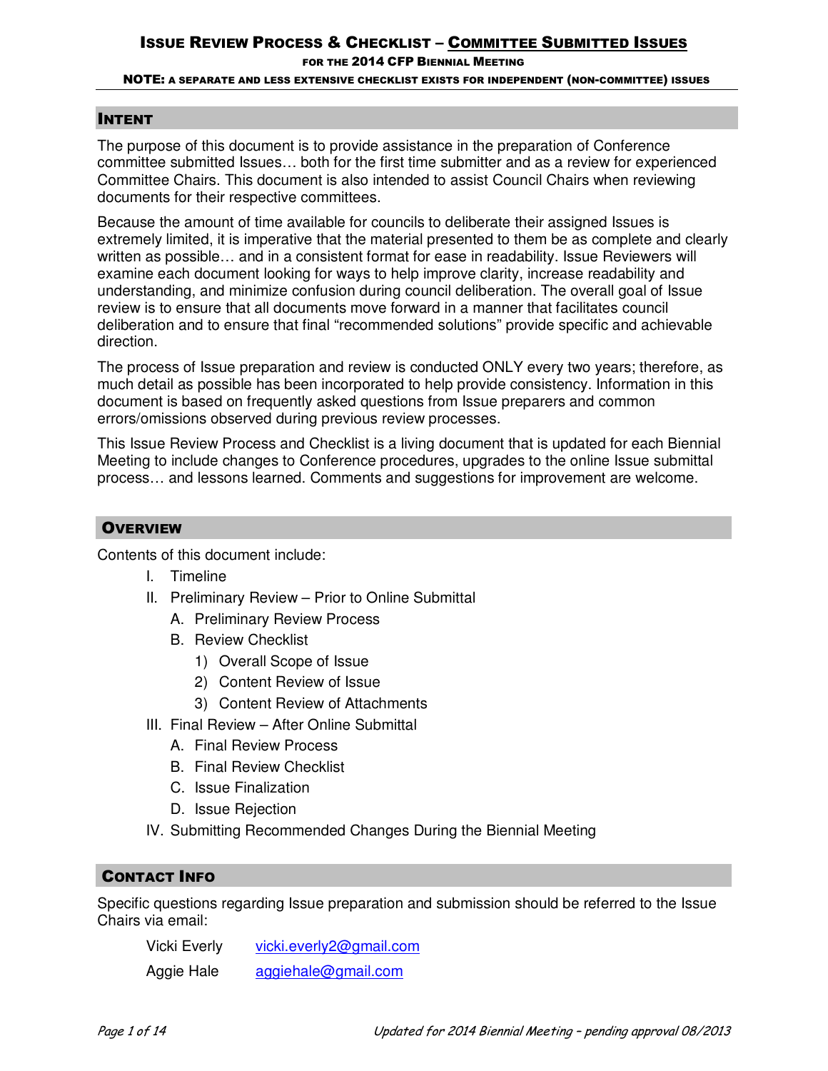# Issue Review Process & Checklist – Committee Submitted Issues

### for the 2014 CFP Biennial Meeting

**NOTE:** a separate and less extensive checklist exists for independent (non-committee) issues

## Intent

The purpose of this document is to provide assistance in the preparation of Conference committee submitted Issues… both for the first time submitter and as a review for experienced Committee Chairs. This document is also intended to assist Council Chairs when reviewing documents for their respective committees.

Because the amount of time available for councils to deliberate their assigned Issues is extremely limited, it is imperative that the material presented to them be as complete and clearly written as possible… and in a consistent format for ease in readability. Issue Reviewers will examine each document looking for ways to help improve clarity, increase readability and understanding, and minimize confusion during council deliberation. The overall goal of Issue review is to ensure that all documents move forward in a manner that facilitates council deliberation and to ensure that final "recommended solutions" provide specific and achievable direction.

The process of Issue preparation and review is conducted ONLY every two years; therefore, as much detail as possible has been incorporated to help provide consistency. Information in this document is based on frequently asked questions from Issue preparers and common errors/omissions observed during previous review processes.

This Issue Review Process and Checklist is a living document that is updated for each Biennial Meeting to include changes to Conference procedures, upgrades to the online Issue submittal process… and lessons learned. Comments and suggestions for improvement are welcome.

## Overview

Contents of this document include:

- I. Timeline
- II. Preliminary Review – Prior to Online Submittal
  - A. Preliminary Review Process
  - B. Review Checklist
    - 1) Overall Scope of Issue
    - 2) Content Review of Issue
    - 3) Content Review of Attachments
- III. Final Review – After Online Submittal
  - A. Final Review Process
  - B. Final Review Checklist
  - C. Issue Finalization
  - D. Issue Rejection
- IV. Submitting Recommended Changes During the Biennial Meeting

## Contact Info

Specific questions regarding Issue preparation and submission should be referred to the Issue Chairs via email:

| | |
|---|---|
| Vicki Everly | vicki.everly2@gmail.com |
| Aggie Hale | aggiehale@gmail.com |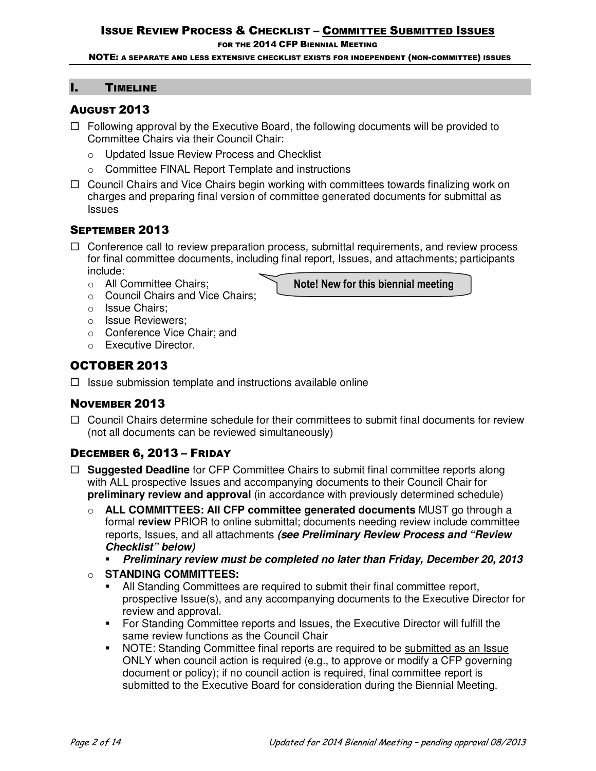# ISSUE REVIEW PROCESS & CHECKLIST – COMMITTEE SUBMITTED ISSUES

FOR THE 2014 CFP BIENNIAL MEETING

NOTE: A SEPARATE AND LESS EXTENSIVE CHECKLIST EXISTS FOR INDEPENDENT (NON-COMMITTEE) ISSUES

## I. TIMELINE

### AUGUST 2013

- ☐ Following approval by the Executive Board, the following documents will be provided to Committee Chairs via their Council Chair:
  - Updated Issue Review Process and Checklist
  - Committee FINAL Report Template and instructions
- ☐ Council Chairs and Vice Chairs begin working with committees towards finalizing work on charges and preparing final version of committee generated documents for submittal as Issues

### SEPTEMBER 2013

- ☐ Conference call to review preparation process, submittal requirements, and review process for final committee documents, including final report, Issues, and attachments; participants include:
  - All Committee Chairs;
  - Council Chairs and Vice Chairs;
  - Issue Chairs;
  - Issue Reviewers;
  - Conference Vice Chair; and
  - Executive Director.

Note! New for this biennial meeting

### OCTOBER 2013

- ☐ Issue submission template and instructions available online

### NOVEMBER 2013

- ☐ Council Chairs determine schedule for their committees to submit final documents for review (not all documents can be reviewed simultaneously)

### DECEMBER 6, 2013 – FRIDAY

- ☐ **Suggested Deadline** for CFP Committee Chairs to submit final committee reports along with ALL prospective Issues and accompanying documents to their Council Chair for **preliminary review and approval** (in accordance with previously determined schedule)
  - **ALL COMMITTEES: All CFP committee generated documents** MUST go through a formal **review** PRIOR to online submittal; documents needing review include committee reports, Issues, and all attachments ***(see Preliminary Review Process and "Review Checklist" below)***
    - ***Preliminary review must be completed no later than Friday, December 20, 2013***
  - **STANDING COMMITTEES:**
    - All Standing Committees are required to submit their final committee report, prospective Issue(s), and any accompanying documents to the Executive Director for review and approval.
    - For Standing Committee reports and Issues, the Executive Director will fulfill the same review functions as the Council Chair
    - NOTE: Standing Committee final reports are required to be submitted as an Issue ONLY when council action is required (e.g., to approve or modify a CFP governing document or policy); if no council action is required, final committee report is submitted to the Executive Board for consideration during the Biennial Meeting.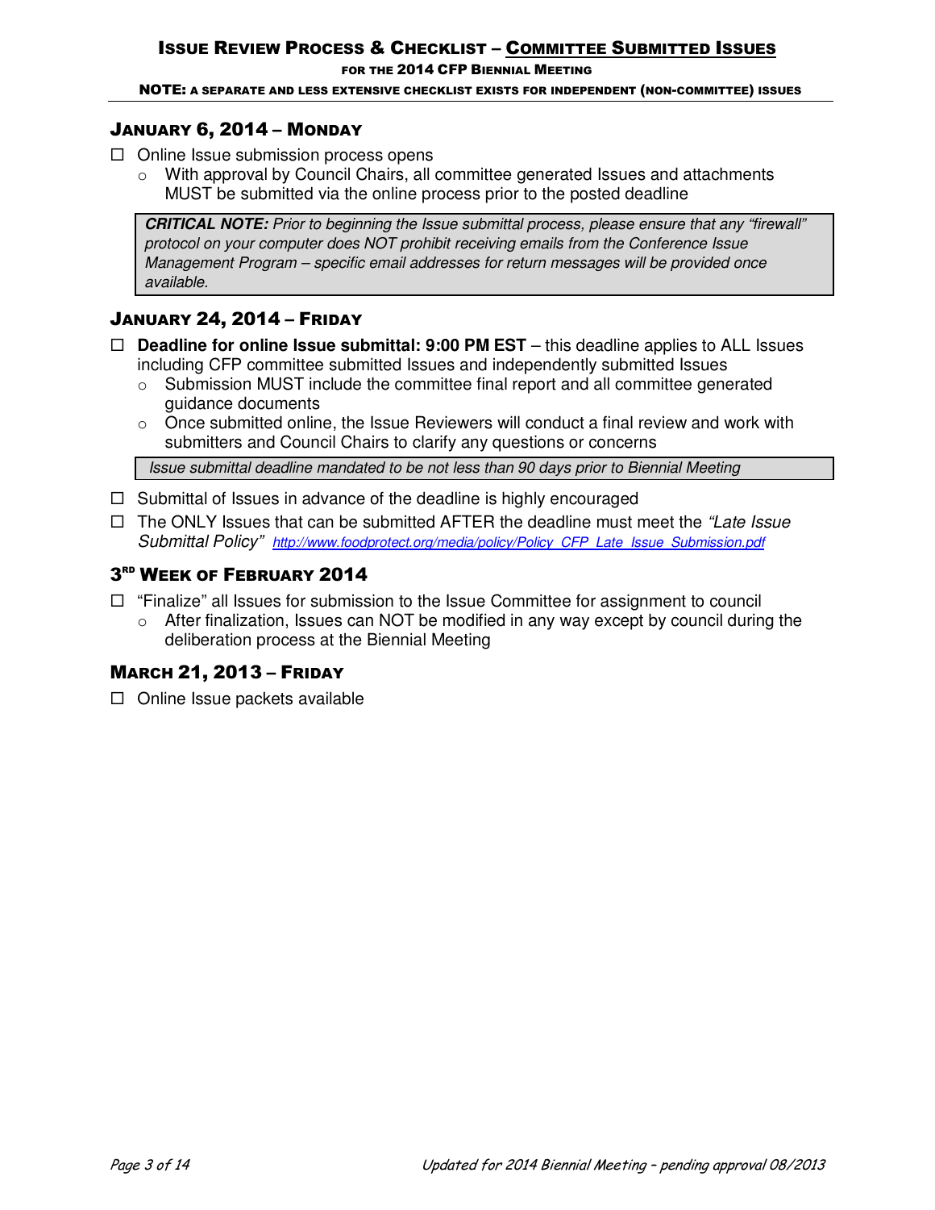## Issue Review Process & Checklist – Committee Submitted Issues

**For the 2014 CFP Biennial Meeting**

**NOTE: A separate and less extensive checklist exists for independent (non-committee) issues**

### January 6, 2014 – Monday

- ☐ Online Issue submission process opens
  - With approval by Council Chairs, all committee generated Issues and attachments MUST be submitted via the online process prior to the posted deadline

> ***CRITICAL NOTE:*** *Prior to beginning the Issue submittal process, please ensure that any "firewall" protocol on your computer does NOT prohibit receiving emails from the Conference Issue Management Program – specific email addresses for return messages will be provided once available.*

### January 24, 2014 – Friday

- ☐ **Deadline for online Issue submittal: 9:00 PM EST** – this deadline applies to ALL Issues including CFP committee submitted Issues and independently submitted Issues
  - Submission MUST include the committee final report and all committee generated guidance documents
  - Once submitted online, the Issue Reviewers will conduct a final review and work with submitters and Council Chairs to clarify any questions or concerns

> *Issue submittal deadline mandated to be not less than 90 days prior to Biennial Meeting*

- ☐ Submittal of Issues in advance of the deadline is highly encouraged
- ☐ The ONLY Issues that can be submitted AFTER the deadline must meet the *"Late Issue Submittal Policy"* *http://www.foodprotect.org/media/policy/Policy_CFP_Late_Issue_Submission.pdf*

### 3rd Week of February 2014

- ☐ "Finalize" all Issues for submission to the Issue Committee for assignment to council
  - After finalization, Issues can NOT be modified in any way except by council during the deliberation process at the Biennial Meeting

### March 21, 2013 – Friday

- ☐ Online Issue packets available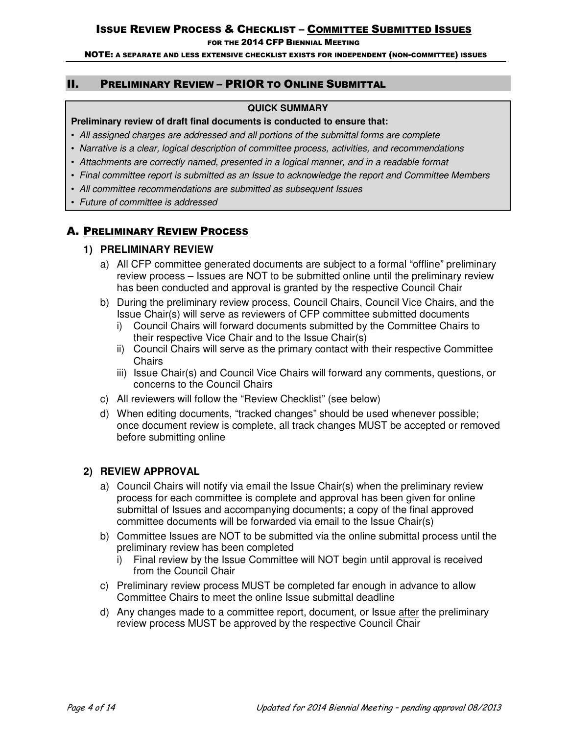## II. Preliminary Review – PRIOR to Online Submittal

**QUICK SUMMARY**

**Preliminary review of draft final documents is conducted to ensure that:**

- *All assigned charges are addressed and all portions of the submittal forms are complete*
- *Narrative is a clear, logical description of committee process, activities, and recommendations*
- *Attachments are correctly named, presented in a logical manner, and in a readable format*
- *Final committee report is submitted as an Issue to acknowledge the report and Committee Members*
- *All committee recommendations are submitted as subsequent Issues*
- *Future of committee is addressed*

### A. Preliminary Review Process

#### 1) PRELIMINARY REVIEW

a) All CFP committee generated documents are subject to a formal "offline" preliminary review process – Issues are NOT to be submitted online until the preliminary review has been conducted and approval is granted by the respective Council Chair

b) During the preliminary review process, Council Chairs, Council Vice Chairs, and the Issue Chair(s) will serve as reviewers of CFP committee submitted documents
   - i) Council Chairs will forward documents submitted by the Committee Chairs to their respective Vice Chair and to the Issue Chair(s)
   - ii) Council Chairs will serve as the primary contact with their respective Committee Chairs
   - iii) Issue Chair(s) and Council Vice Chairs will forward any comments, questions, or concerns to the Council Chairs

c) All reviewers will follow the "Review Checklist" (see below)

d) When editing documents, "tracked changes" should be used whenever possible; once document review is complete, all track changes MUST be accepted or removed before submitting online

#### 2) REVIEW APPROVAL

a) Council Chairs will notify via email the Issue Chair(s) when the preliminary review process for each committee is complete and approval has been given for online submittal of Issues and accompanying documents; a copy of the final approved committee documents will be forwarded via email to the Issue Chair(s)

b) Committee Issues are NOT to be submitted via the online submittal process until the preliminary review has been completed
   - i) Final review by the Issue Committee will NOT begin until approval is received from the Council Chair

c) Preliminary review process MUST be completed far enough in advance to allow Committee Chairs to meet the online Issue submittal deadline

d) Any changes made to a committee report, document, or Issue after the preliminary review process MUST be approved by the respective Council Chair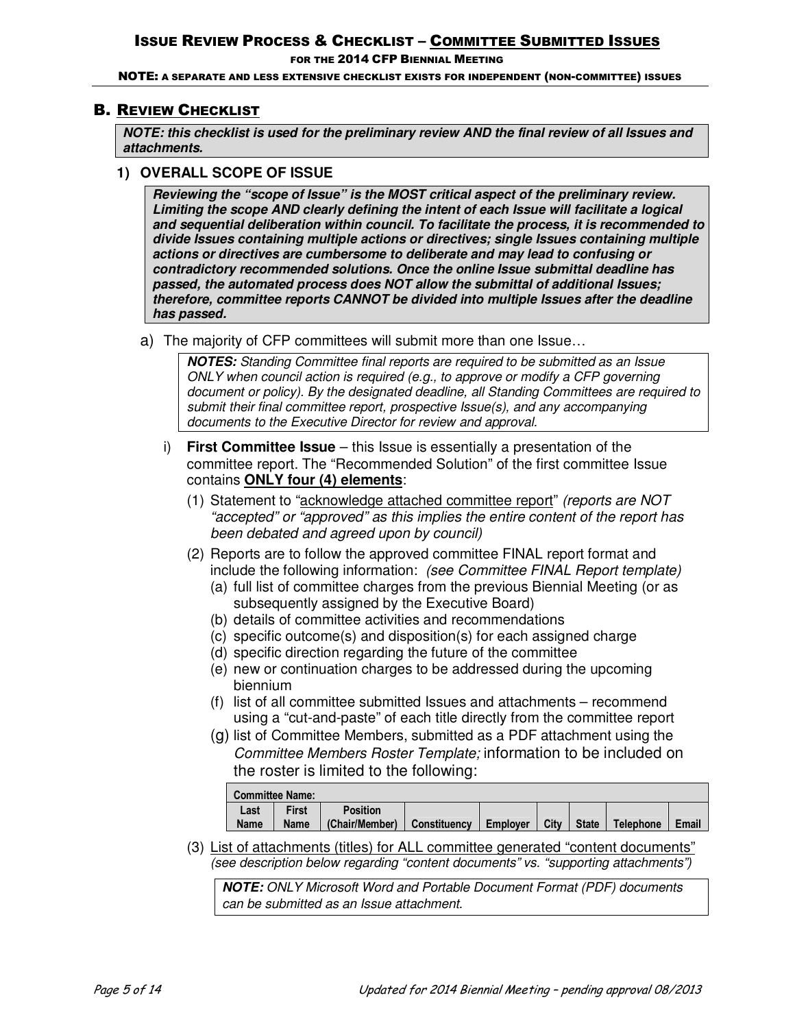## B. Review Checklist

***NOTE: this checklist is used for the preliminary review AND the final review of all Issues and attachments.***

### 1) OVERALL SCOPE OF ISSUE

***Reviewing the "scope of Issue" is the MOST critical aspect of the preliminary review. Limiting the scope AND clearly defining the intent of each Issue will facilitate a logical and sequential deliberation within council. To facilitate the process, it is recommended to divide Issues containing multiple actions or directives; single Issues containing multiple actions or directives are cumbersome to deliberate and may lead to confusing or contradictory recommended solutions. Once the online Issue submittal deadline has passed, the automated process does NOT allow the submittal of additional Issues; therefore, committee reports CANNOT be divided into multiple Issues after the deadline has passed.***

a) The majority of CFP committees will submit more than one Issue…

> ***NOTES:*** *Standing Committee final reports are required to be submitted as an Issue ONLY when council action is required (e.g., to approve or modify a CFP governing document or policy). By the designated deadline, all Standing Committees are required to submit their final committee report, prospective Issue(s), and any accompanying documents to the Executive Director for review and approval.*

i) **First Committee Issue** – this Issue is essentially a presentation of the committee report. The "Recommended Solution" of the first committee Issue contains **ONLY four (4) elements**:

(1) Statement to "acknowledge attached committee report" *(reports are NOT "accepted" or "approved" as this implies the entire content of the report has been debated and agreed upon by council)*

(2) Reports are to follow the approved committee FINAL report format and include the following information: *(see Committee FINAL Report template)*

(a) full list of committee charges from the previous Biennial Meeting (or as subsequently assigned by the Executive Board)

(b) details of committee activities and recommendations

(c) specific outcome(s) and disposition(s) for each assigned charge

(d) specific direction regarding the future of the committee

(e) new or continuation charges to be addressed during the upcoming biennium

(f) list of all committee submitted Issues and attachments – recommend using a "cut-and-paste" of each title directly from the committee report

(g) list of Committee Members, submitted as a PDF attachment using the *Committee Members Roster Template;* information to be included on the roster is limited to the following:

| Committee Name: | | | | | | | | |
|---|---|---|---|---|---|---|---|---|
| Last Name | First Name | Position (Chair/Member) | Constituency | Employer | City | State | Telephone | Email |

(3) List of attachments (titles) for ALL committee generated "content documents" *(see description below regarding "content documents" vs. "supporting attachments")*

> ***NOTE:*** *ONLY Microsoft Word and Portable Document Format (PDF) documents can be submitted as an Issue attachment.*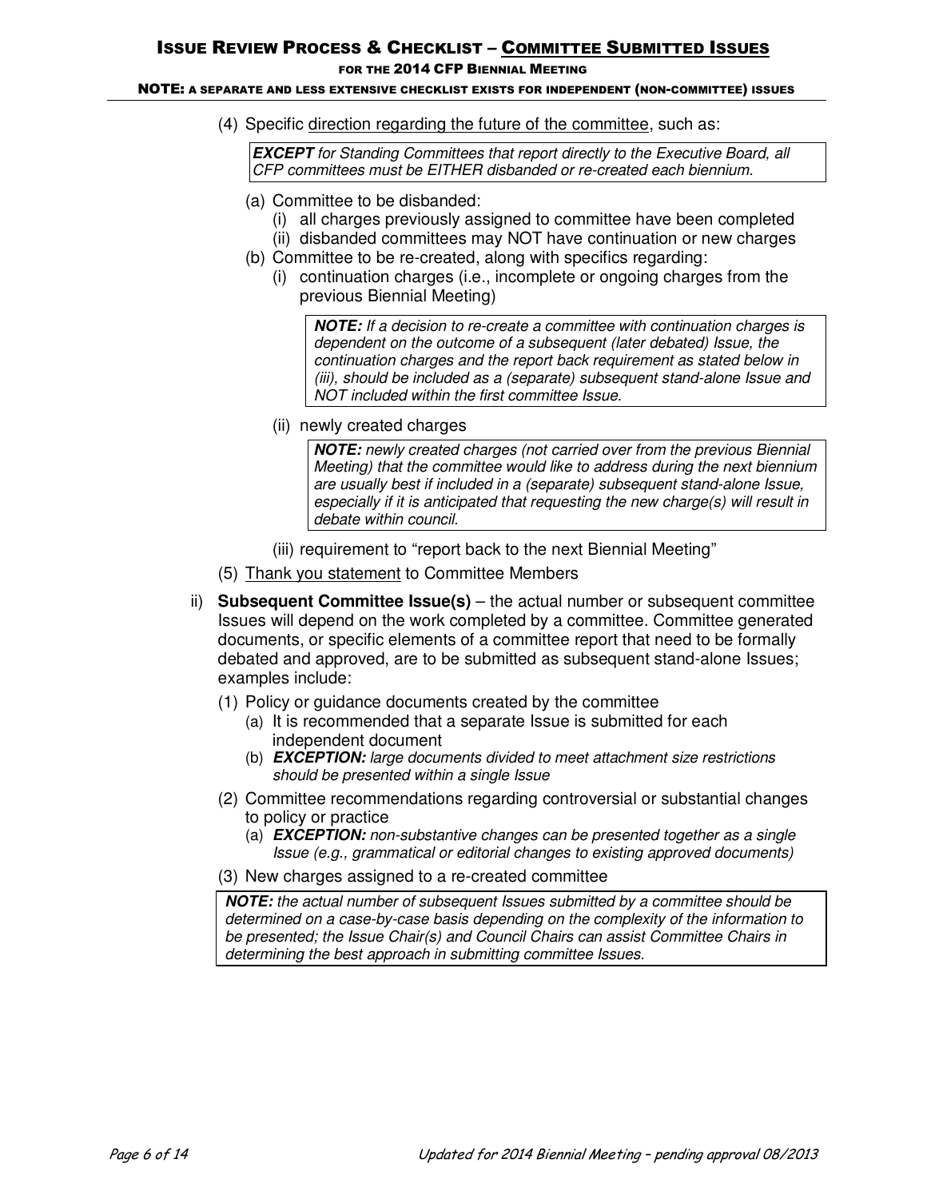(4) Specific direction regarding the future of the committee, such as:

> ***EXCEPT*** *for Standing Committees that report directly to the Executive Board, all CFP committees must be EITHER disbanded or re-created each biennium.*

(a) Committee to be disbanded:

(i) all charges previously assigned to committee have been completed

(ii) disbanded committees may NOT have continuation or new charges

(b) Committee to be re-created, along with specifics regarding:

(i) continuation charges (i.e., incomplete or ongoing charges from the previous Biennial Meeting)

> ***NOTE:*** *If a decision to re-create a committee with continuation charges is dependent on the outcome of a subsequent (later debated) Issue, the continuation charges and the report back requirement as stated below in (iii), should be included as a (separate) subsequent stand-alone Issue and NOT included within the first committee Issue.*

(ii) newly created charges

> ***NOTE:*** *newly created charges (not carried over from the previous Biennial Meeting) that the committee would like to address during the next biennium are usually best if included in a (separate) subsequent stand-alone Issue, especially if it is anticipated that requesting the new charge(s) will result in debate within council.*

(iii) requirement to "report back to the next Biennial Meeting"

(5) Thank you statement to Committee Members

ii) **Subsequent Committee Issue(s)** – the actual number or subsequent committee Issues will depend on the work completed by a committee. Committee generated documents, or specific elements of a committee report that need to be formally debated and approved, are to be submitted as subsequent stand-alone Issues; examples include:

(1) Policy or guidance documents created by the committee

(a) It is recommended that a separate Issue is submitted for each independent document

(b) ***EXCEPTION:*** *large documents divided to meet attachment size restrictions should be presented within a single Issue*

(2) Committee recommendations regarding controversial or substantial changes to policy or practice

(a) ***EXCEPTION:*** *non-substantive changes can be presented together as a single Issue (e.g., grammatical or editorial changes to existing approved documents)*

(3) New charges assigned to a re-created committee

> ***NOTE:*** *the actual number of subsequent Issues submitted by a committee should be determined on a case-by-case basis depending on the complexity of the information to be presented; the Issue Chair(s) and Council Chairs can assist Committee Chairs in determining the best approach in submitting committee Issues.*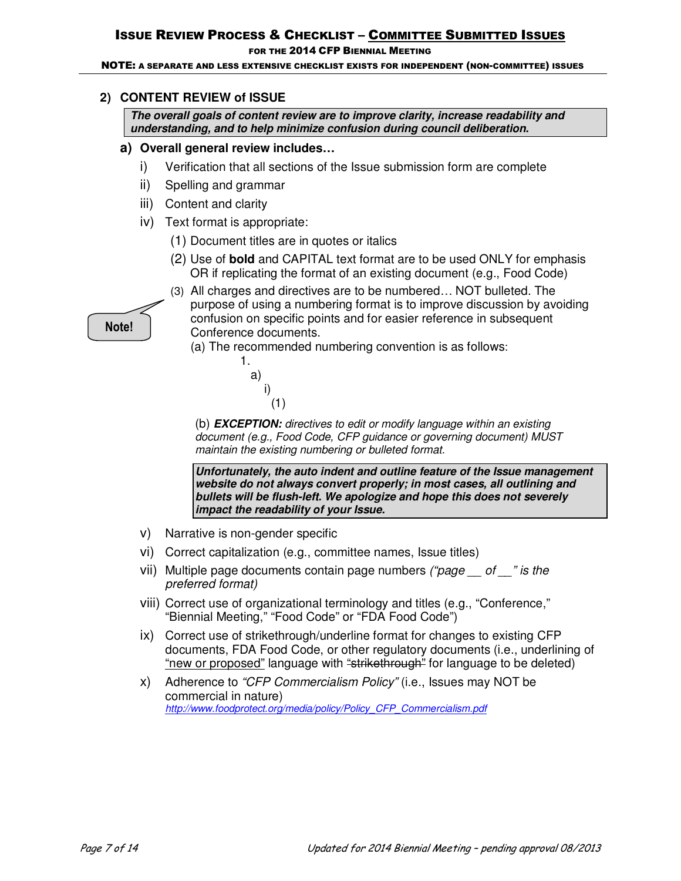## 2) CONTENT REVIEW of ISSUE

> ***The overall goals of content review are to improve clarity, increase readability and understanding, and to help minimize confusion during council deliberation.***

### a) Overall general review includes…

i) Verification that all sections of the Issue submission form are complete

ii) Spelling and grammar

iii) Content and clarity

iv) Text format is appropriate:

(1) Document titles are in quotes or italics

(2) Use of **bold** and CAPITAL text format are to be used ONLY for emphasis OR if replicating the format of an existing document (e.g., Food Code)

**Note!**

(3) All charges and directives are to be numbered… NOT bulleted. The purpose of using a numbering format is to improve discussion by avoiding confusion on specific points and for easier reference in subsequent Conference documents.

(a) The recommended numbering convention is as follows:

```
1.
  a)
    i)
      (1)
```

(b) ***EXCEPTION:*** *directives to edit or modify language within an existing document (e.g., Food Code, CFP guidance or governing document) MUST maintain the existing numbering or bulleted format.*

> ***Unfortunately, the auto indent and outline feature of the Issue management website do not always convert properly; in most cases, all outlining and bullets will be flush-left. We apologize and hope this does not severely impact the readability of your Issue.***

v) Narrative is non-gender specific

vi) Correct capitalization (e.g., committee names, Issue titles)

vii) Multiple page documents contain page numbers *("page __ of __" is the preferred format)*

viii) Correct use of organizational terminology and titles (e.g., "Conference," "Biennial Meeting," "Food Code" or "FDA Food Code")

ix) Correct use of strikethrough/underline format for changes to existing CFP documents, FDA Food Code, or other regulatory documents (i.e., underlining of <u>"new or proposed"</u> language with ~~"strikethrough"~~ for language to be deleted)

x) Adherence to *"CFP Commercialism Policy"* (i.e., Issues may NOT be commercial in nature)
*http://www.foodprotect.org/media/policy/Policy_CFP_Commercialism.pdf*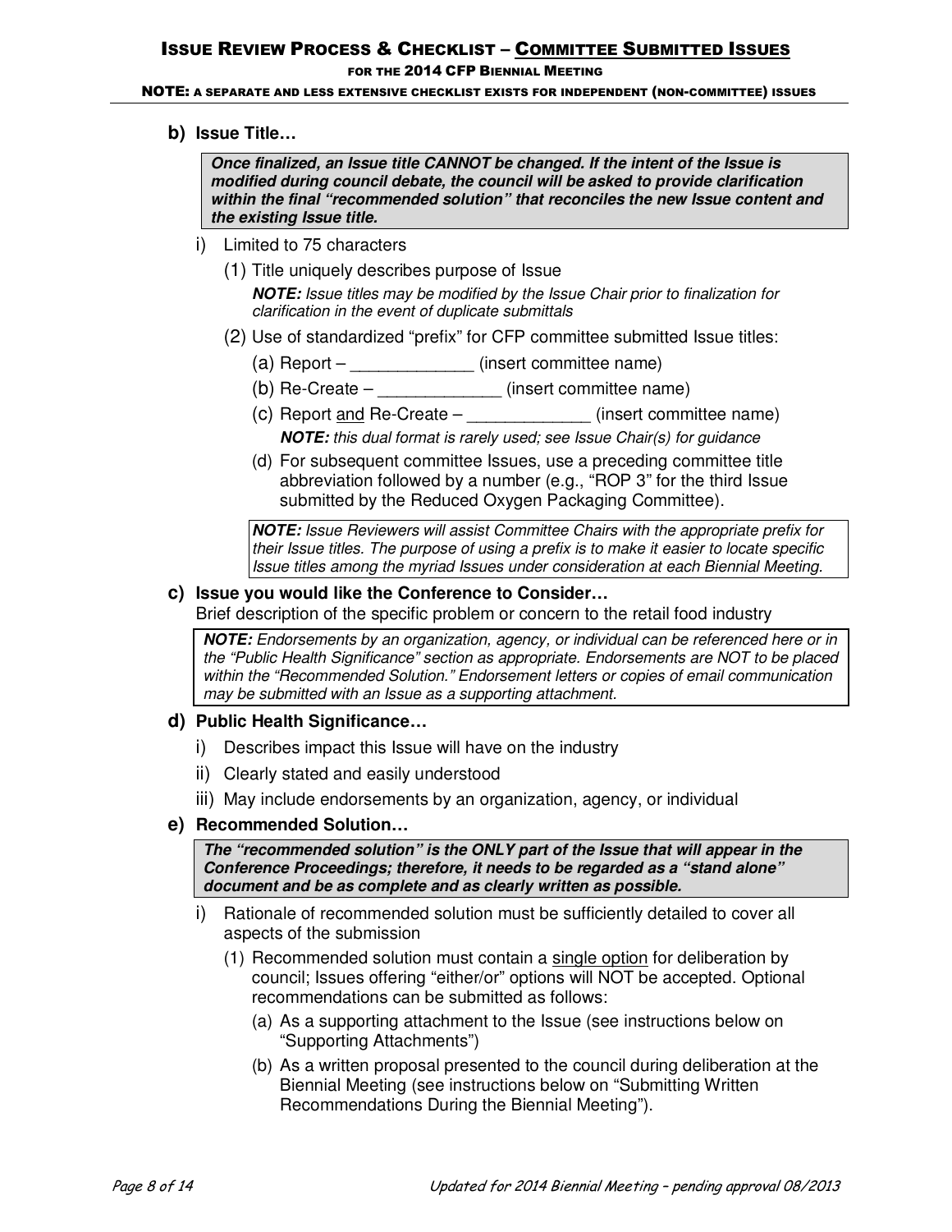**b) Issue Title…**

> ***Once finalized, an Issue title CANNOT be changed. If the intent of the Issue is modified during council debate, the council will be asked to provide clarification within the final "recommended solution" that reconciles the new Issue content and the existing Issue title.***

i) Limited to 75 characters

(1) Title uniquely describes purpose of Issue

*__NOTE:__ Issue titles may be modified by the Issue Chair prior to finalization for clarification in the event of duplicate submittals*

(2) Use of standardized "prefix" for CFP committee submitted Issue titles:

(a) Report – _____________ (insert committee name)

(b) Re-Create – _____________ (insert committee name)

(c) Report <u>and</u> Re-Create – _____________ (insert committee name)

*__NOTE:__ this dual format is rarely used; see Issue Chair(s) for guidance*

(d) For subsequent committee Issues, use a preceding committee title abbreviation followed by a number (e.g., "ROP 3" for the third Issue submitted by the Reduced Oxygen Packaging Committee).

> *__NOTE:__ Issue Reviewers will assist Committee Chairs with the appropriate prefix for their Issue titles. The purpose of using a prefix is to make it easier to locate specific Issue titles among the myriad Issues under consideration at each Biennial Meeting.*

**c) Issue you would like the Conference to Consider…**

Brief description of the specific problem or concern to the retail food industry

> *__NOTE:__ Endorsements by an organization, agency, or individual can be referenced here or in the "Public Health Significance" section as appropriate. Endorsements are NOT to be placed within the "Recommended Solution." Endorsement letters or copies of email communication may be submitted with an Issue as a supporting attachment.*

**d) Public Health Significance…**

i) Describes impact this Issue will have on the industry

ii) Clearly stated and easily understood

iii) May include endorsements by an organization, agency, or individual

**e) Recommended Solution…**

> ***The "recommended solution" is the ONLY part of the Issue that will appear in the Conference Proceedings; therefore, it needs to be regarded as a "stand alone" document and be as complete and as clearly written as possible.***

i) Rationale of recommended solution must be sufficiently detailed to cover all aspects of the submission

(1) Recommended solution must contain a <u>single option</u> for deliberation by council; Issues offering "either/or" options will NOT be accepted. Optional recommendations can be submitted as follows:

(a) As a supporting attachment to the Issue (see instructions below on "Supporting Attachments")

(b) As a written proposal presented to the council during deliberation at the Biennial Meeting (see instructions below on "Submitting Written Recommendations During the Biennial Meeting").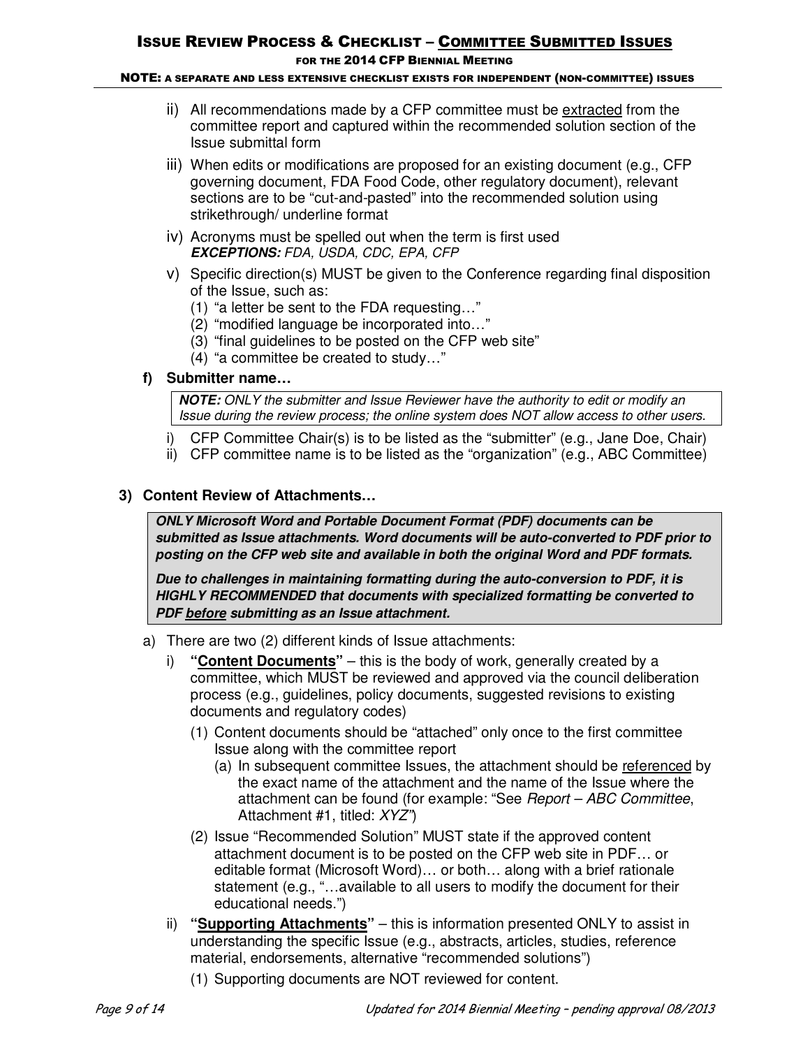ii) All recommendations made by a CFP committee must be <u>extracted</u> from the committee report and captured within the recommended solution section of the Issue submittal form

iii) When edits or modifications are proposed for an existing document (e.g., CFP governing document, FDA Food Code, other regulatory document), relevant sections are to be "cut-and-pasted" into the recommended solution using strikethrough/ underline format

iv) Acronyms must be spelled out when the term is first used
***EXCEPTIONS:*** *FDA, USDA, CDC, EPA, CFP*

v) Specific direction(s) MUST be given to the Conference regarding final disposition of the Issue, such as:
   (1) "a letter be sent to the FDA requesting…"
   (2) "modified language be incorporated into…"
   (3) "final guidelines to be posted on the CFP web site"
   (4) "a committee be created to study…"

**f) Submitter name…**

> ***NOTE:*** *ONLY the submitter and Issue Reviewer have the authority to edit or modify an Issue during the review process; the online system does NOT allow access to other users.*

i) CFP Committee Chair(s) is to be listed as the "submitter" (e.g., Jane Doe, Chair)
ii) CFP committee name is to be listed as the "organization" (e.g., ABC Committee)

### 3) Content Review of Attachments…

> ***ONLY Microsoft Word and Portable Document Format (PDF) documents can be submitted as Issue attachments. Word documents will be auto-converted to PDF prior to posting on the CFP web site and available in both the original Word and PDF formats.***
>
> ***Due to challenges in maintaining formatting during the auto-conversion to PDF, it is HIGHLY RECOMMENDED that documents with specialized formatting be converted to PDF <u>before</u> submitting as an Issue attachment.***

a) There are two (2) different kinds of Issue attachments:

   i) **"<u>Content Documents</u>"** – this is the body of work, generally created by a committee, which MUST be reviewed and approved via the council deliberation process (e.g., guidelines, policy documents, suggested revisions to existing documents and regulatory codes)

      (1) Content documents should be "attached" only once to the first committee Issue along with the committee report

         (a) In subsequent committee Issues, the attachment should be <u>referenced</u> by the exact name of the attachment and the name of the Issue where the attachment can be found (for example: "See *Report – ABC Committee*, Attachment #1, titled: *XYZ*")

      (2) Issue "Recommended Solution" MUST state if the approved content attachment document is to be posted on the CFP web site in PDF… or editable format (Microsoft Word)… or both… along with a brief rationale statement (e.g., "…available to all users to modify the document for their educational needs.")

   ii) **"<u>Supporting Attachments</u>"** – this is information presented ONLY to assist in understanding the specific Issue (e.g., abstracts, articles, studies, reference material, endorsements, alternative "recommended solutions")

      (1) Supporting documents are NOT reviewed for content.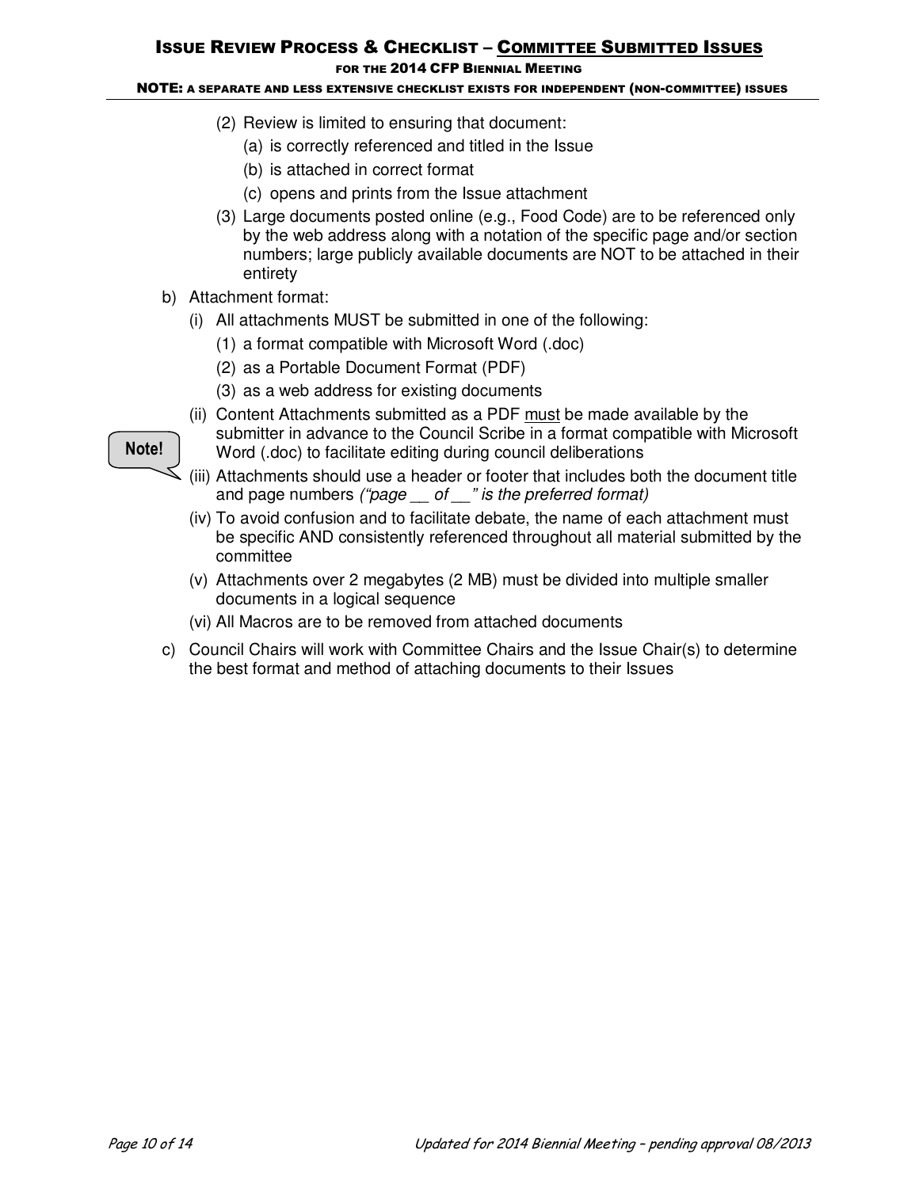- (2) Review is limited to ensuring that document:
  - (a) is correctly referenced and titled in the Issue
  - (b) is attached in correct format
  - (c) opens and prints from the Issue attachment
- (3) Large documents posted online (e.g., Food Code) are to be referenced only by the web address along with a notation of the specific page and/or section numbers; large publicly available documents are NOT to be attached in their entirety

b) Attachment format:

- (i) All attachments MUST be submitted in one of the following:
  - (1) a format compatible with Microsoft Word (.doc)
  - (2) as a Portable Document Format (PDF)
  - (3) as a web address for existing documents
- (ii) Content Attachments submitted as a PDF <u>must</u> be made available by the submitter in advance to the Council Scribe in a format compatible with Microsoft Word (.doc) to facilitate editing during council deliberations

**Note!**

- (iii) Attachments should use a header or footer that includes both the document title and page numbers *("page \_\_ of \_\_" is the preferred format)*
- (iv) To avoid confusion and to facilitate debate, the name of each attachment must be specific AND consistently referenced throughout all material submitted by the committee
- (v) Attachments over 2 megabytes (2 MB) must be divided into multiple smaller documents in a logical sequence
- (vi) All Macros are to be removed from attached documents

c) Council Chairs will work with Committee Chairs and the Issue Chair(s) to determine the best format and method of attaching documents to their Issues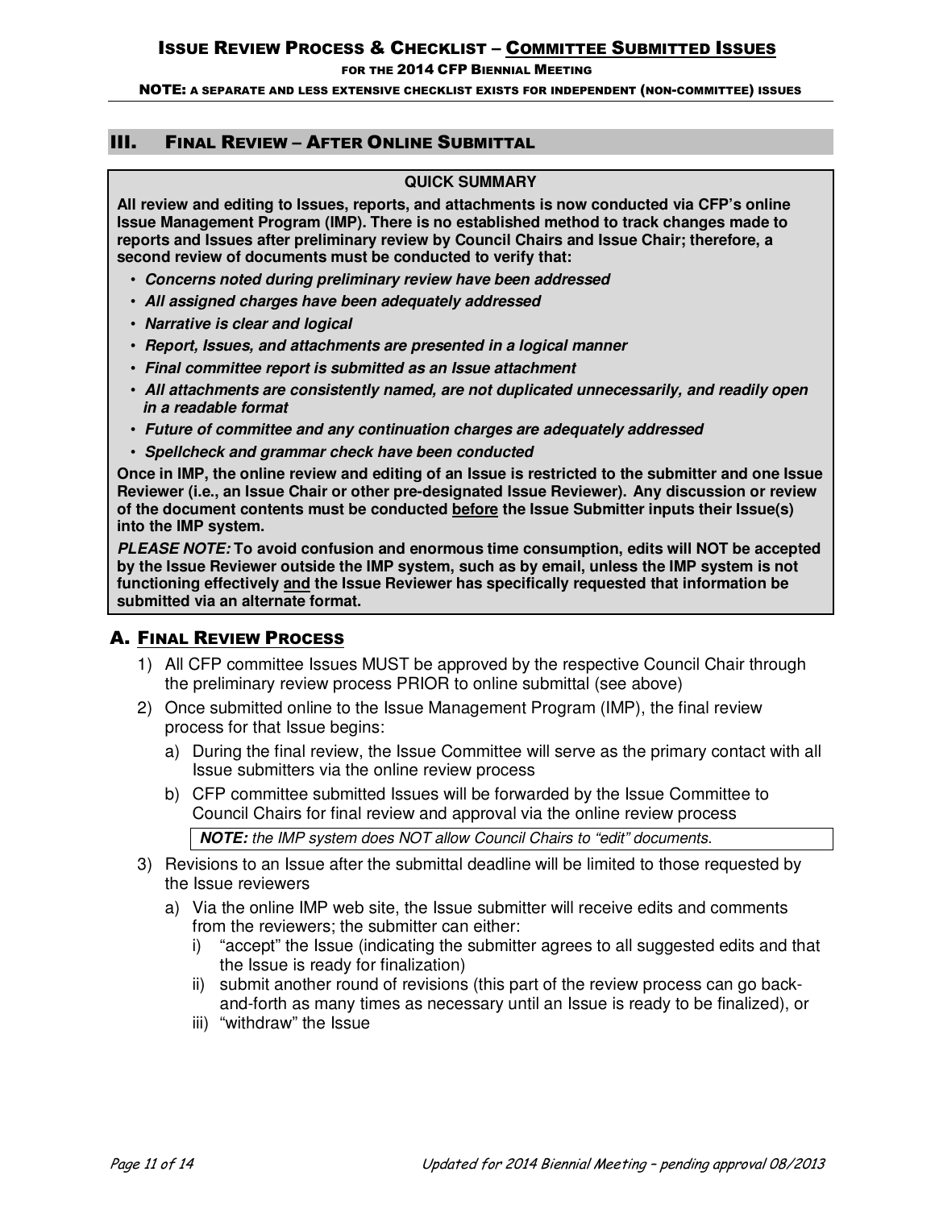## III. Final Review – After Online Submittal

> **QUICK SUMMARY**
>
> **All review and editing to Issues, reports, and attachments is now conducted via CFP's online Issue Management Program (IMP). There is no established method to track changes made to reports and Issues after preliminary review by Council Chairs and Issue Chair; therefore, a second review of documents must be conducted to verify that:**
>
> - ***Concerns noted during preliminary review have been addressed***
> - ***All assigned charges have been adequately addressed***
> - ***Narrative is clear and logical***
> - ***Report, Issues, and attachments are presented in a logical manner***
> - ***Final committee report is submitted as an Issue attachment***
> - ***All attachments are consistently named, are not duplicated unnecessarily, and readily open in a readable format***
> - ***Future of committee and any continuation charges are adequately addressed***
> - ***Spellcheck and grammar check have been conducted***
>
> **Once in IMP, the online review and editing of an Issue is restricted to the submitter and one Issue Reviewer (i.e., an Issue Chair or other pre-designated Issue Reviewer). Any discussion or review of the document contents must be conducted before the Issue Submitter inputs their Issue(s) into the IMP system.**
>
> ***PLEASE NOTE:*** **To avoid confusion and enormous time consumption, edits will NOT be accepted by the Issue Reviewer outside the IMP system, such as by email, unless the IMP system is not functioning effectively and the Issue Reviewer has specifically requested that information be submitted via an alternate format.**

### A. Final Review Process

1) All CFP committee Issues MUST be approved by the respective Council Chair through the preliminary review process PRIOR to online submittal (see above)
2) Once submitted online to the Issue Management Program (IMP), the final review process for that Issue begins:
   a) During the final review, the Issue Committee will serve as the primary contact with all Issue submitters via the online review process
   b) CFP committee submitted Issues will be forwarded by the Issue Committee to Council Chairs for final review and approval via the online review process

      > ***NOTE:*** *the IMP system does NOT allow Council Chairs to "edit" documents.*
3) Revisions to an Issue after the submittal deadline will be limited to those requested by the Issue reviewers
   a) Via the online IMP web site, the Issue submitter will receive edits and comments from the reviewers; the submitter can either:
      i) "accept" the Issue (indicating the submitter agrees to all suggested edits and that the Issue is ready for finalization)
      ii) submit another round of revisions (this part of the review process can go back-and-forth as many times as necessary until an Issue is ready to be finalized), or
      iii) "withdraw" the Issue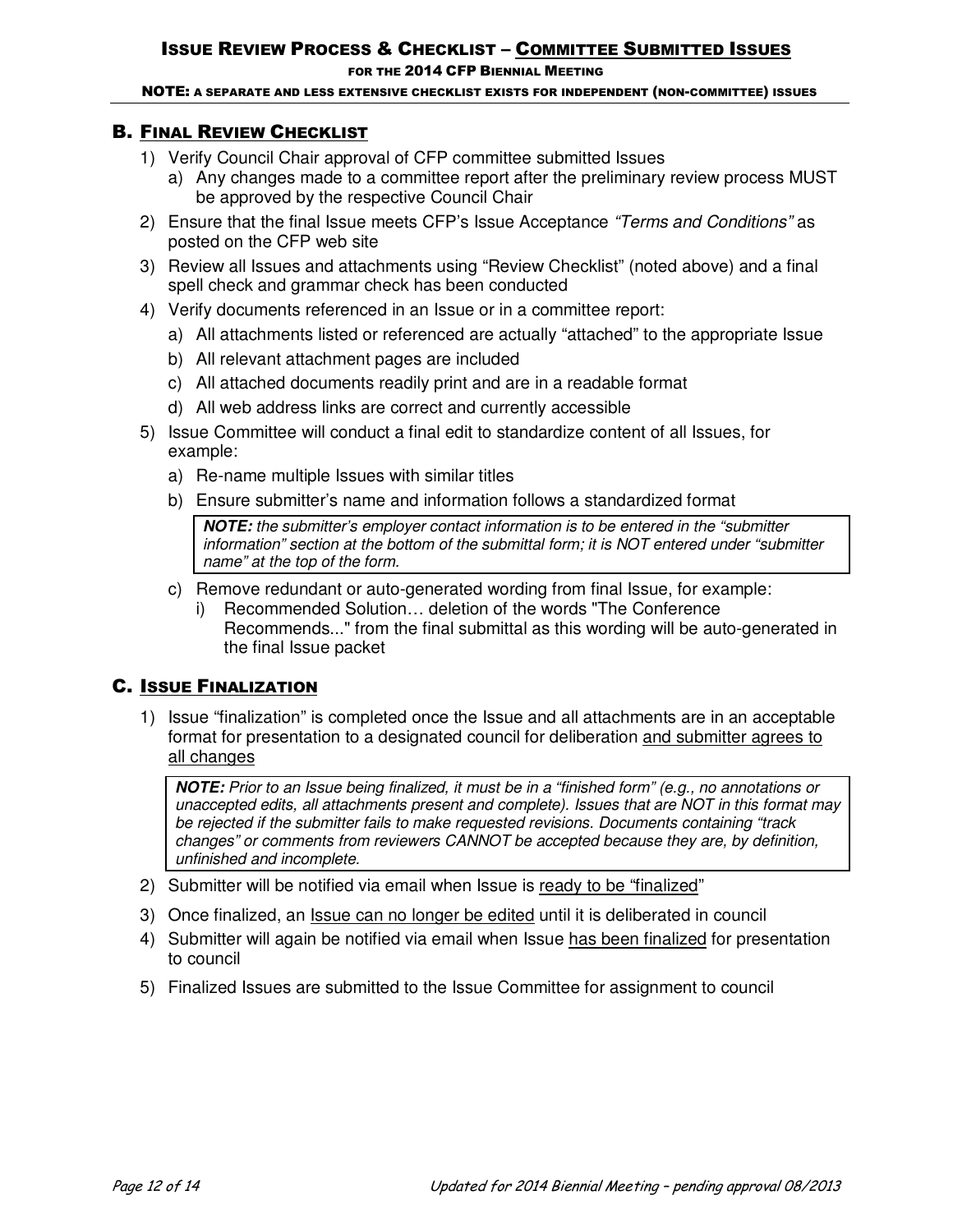## B. Final Review Checklist

1) Verify Council Chair approval of CFP committee submitted Issues
   a) Any changes made to a committee report after the preliminary review process MUST be approved by the respective Council Chair
2) Ensure that the final Issue meets CFP's Issue Acceptance *"Terms and Conditions"* as posted on the CFP web site
3) Review all Issues and attachments using "Review Checklist" (noted above) and a final spell check and grammar check has been conducted
4) Verify documents referenced in an Issue or in a committee report:
   a) All attachments listed or referenced are actually "attached" to the appropriate Issue
   b) All relevant attachment pages are included
   c) All attached documents readily print and are in a readable format
   d) All web address links are correct and currently accessible
5) Issue Committee will conduct a final edit to standardize content of all Issues, for example:
   a) Re-name multiple Issues with similar titles
   b) Ensure submitter's name and information follows a standardized format

      > ***NOTE:*** *the submitter's employer contact information is to be entered in the "submitter information" section at the bottom of the submittal form; it is NOT entered under "submitter name" at the top of the form.*

   c) Remove redundant or auto-generated wording from final Issue, for example:
      i) Recommended Solution… deletion of the words "The Conference Recommends..." from the final submittal as this wording will be auto-generated in the final Issue packet

## C. Issue Finalization

1) Issue "finalization" is completed once the Issue and all attachments are in an acceptable format for presentation to a designated council for deliberation <u>and submitter agrees to all changes</u>

   > ***NOTE:*** *Prior to an Issue being finalized, it must be in a "finished form" (e.g., no annotations or unaccepted edits, all attachments present and complete). Issues that are NOT in this format may be rejected if the submitter fails to make requested revisions. Documents containing "track changes" or comments from reviewers CANNOT be accepted because they are, by definition, unfinished and incomplete.*

2) Submitter will be notified via email when Issue is <u>ready to be "finalized</u>"
3) Once finalized, an <u>Issue can no longer be edited</u> until it is deliberated in council
4) Submitter will again be notified via email when Issue <u>has been finalized</u> for presentation to council
5) Finalized Issues are submitted to the Issue Committee for assignment to council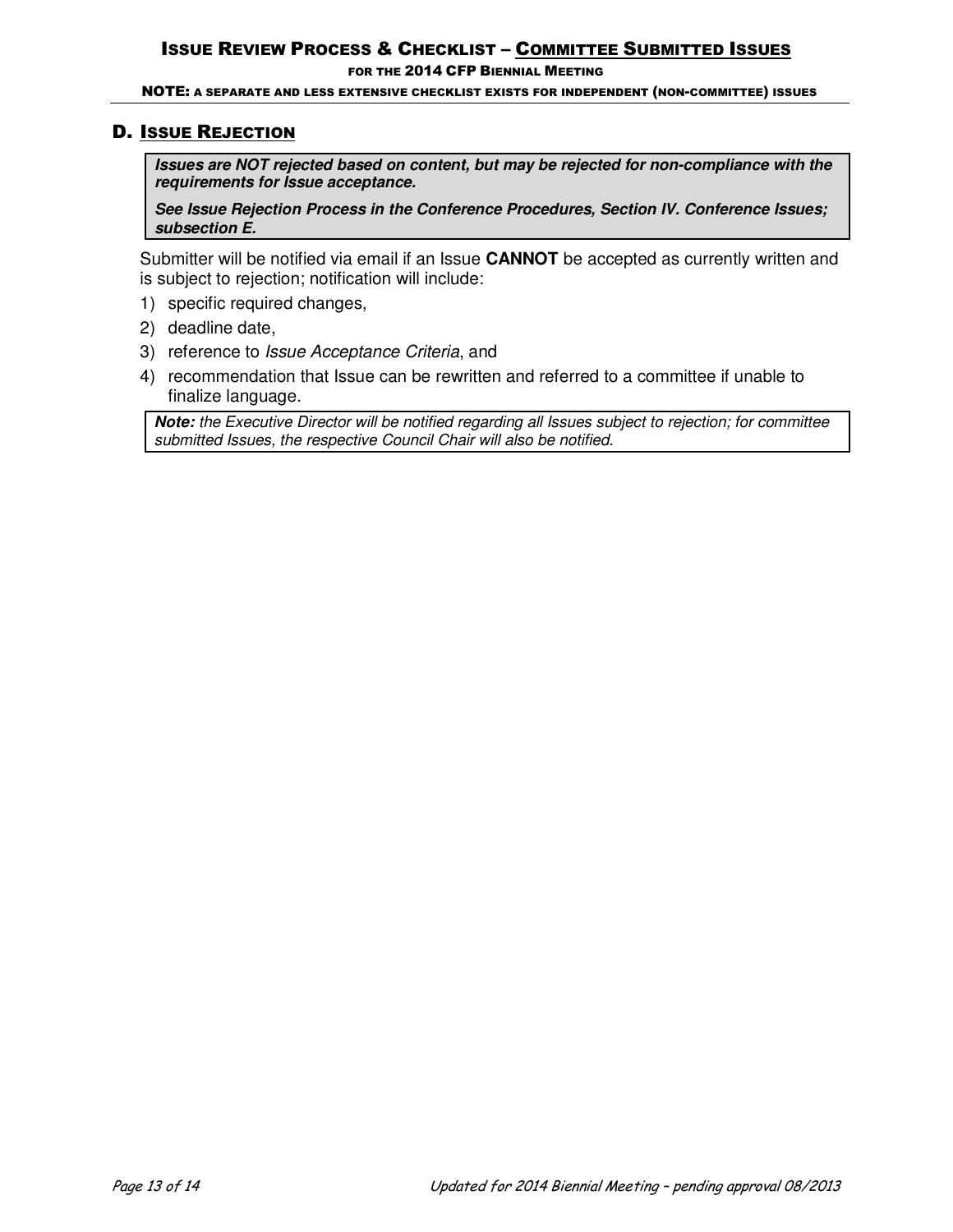## D. Issue Rejection

> ***Issues are NOT rejected based on content, but may be rejected for non-compliance with the requirements for Issue acceptance.***
>
> ***See Issue Rejection Process in the Conference Procedures, Section IV. Conference Issues; subsection E.***

Submitter will be notified via email if an Issue **CANNOT** be accepted as currently written and is subject to rejection; notification will include:

1) specific required changes,
2) deadline date,
3) reference to *Issue Acceptance Criteria*, and
4) recommendation that Issue can be rewritten and referred to a committee if unable to finalize language.

> ***Note:*** *the Executive Director will be notified regarding all Issues subject to rejection; for committee submitted Issues, the respective Council Chair will also be notified.*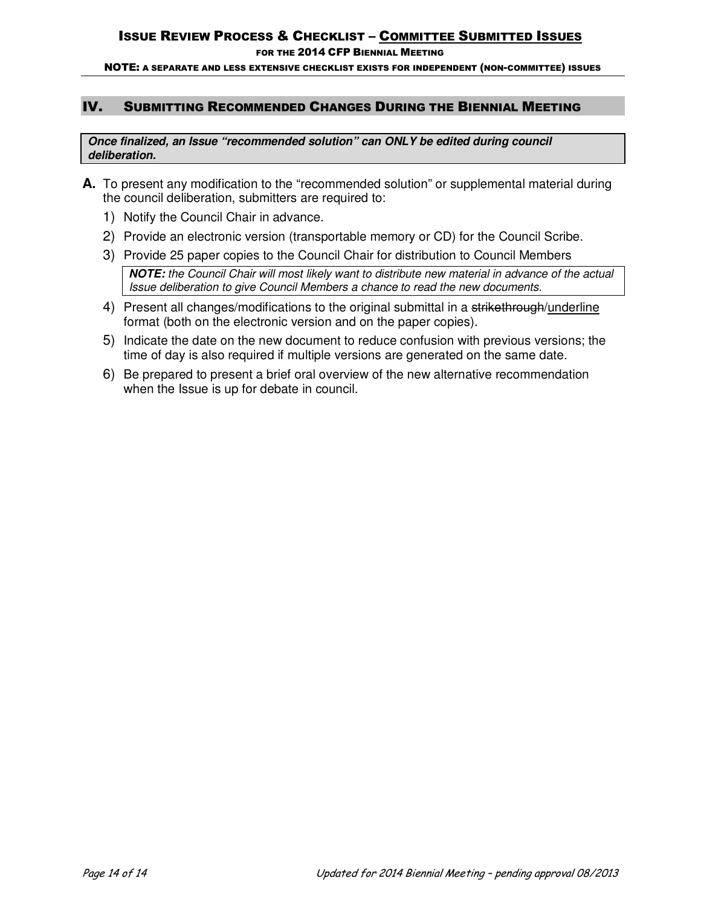## IV. Submitting Recommended Changes During the Biennial Meeting

***Once finalized, an Issue "recommended solution" can ONLY be edited during council deliberation.***

**A.** To present any modification to the "recommended solution" or supplemental material during the council deliberation, submitters are required to:

1) Notify the Council Chair in advance.
2) Provide an electronic version (transportable memory or CD) for the Council Scribe.
3) Provide 25 paper copies to the Council Chair for distribution to Council Members

   ***NOTE:*** *the Council Chair will most likely want to distribute new material in advance of the actual Issue deliberation to give Council Members a chance to read the new documents.*

4) Present all changes/modifications to the original submittal in a ~~strikethrough~~/<u>underline</u> format (both on the electronic version and on the paper copies).
5) Indicate the date on the new document to reduce confusion with previous versions; the time of day is also required if multiple versions are generated on the same date.
6) Be prepared to present a brief oral overview of the new alternative recommendation when the Issue is up for debate in council.